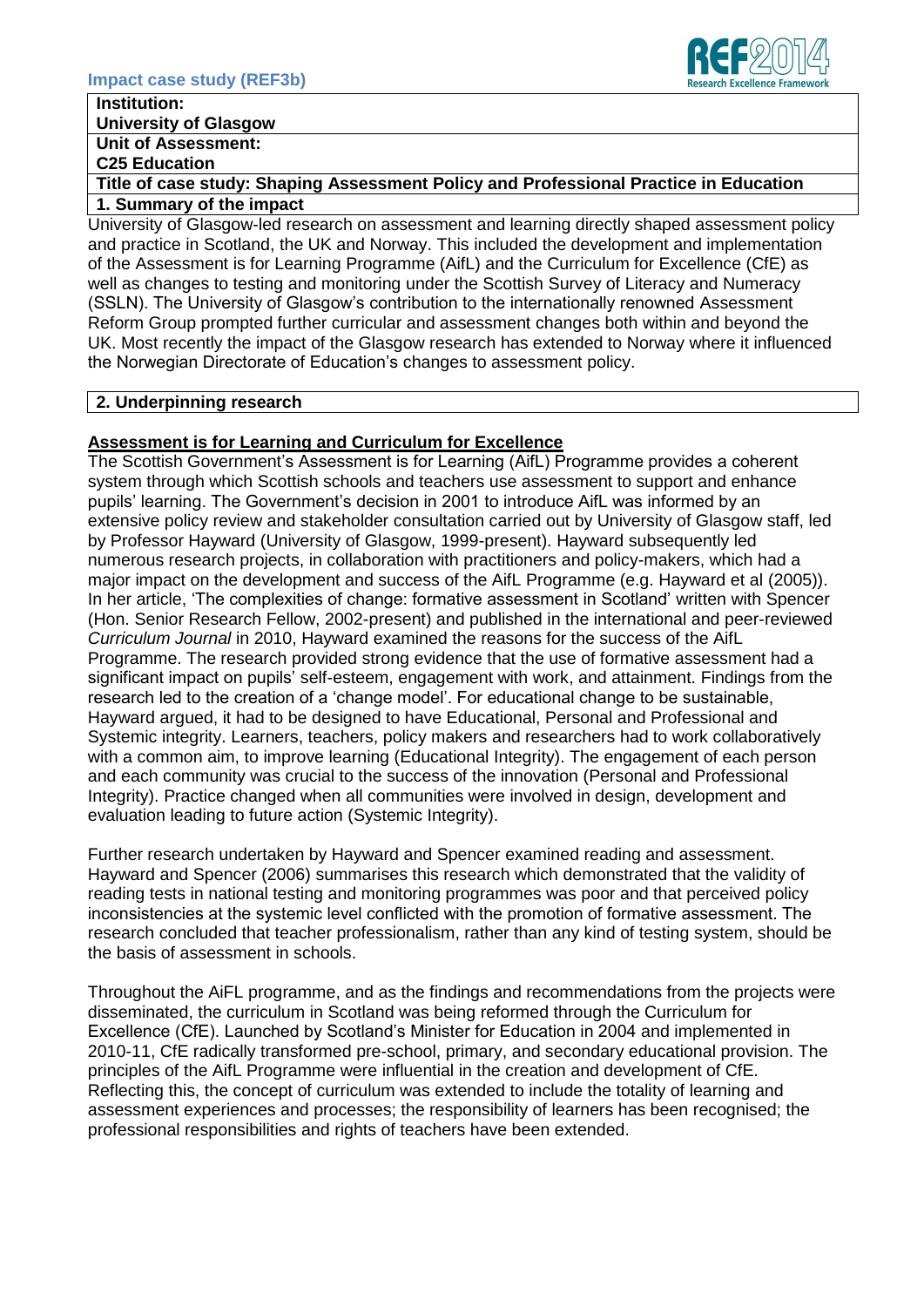**Institution:**
**University of Glasgow**
**Unit of Assessment:**
**C25 Education**
**Title of case study: Shaping Assessment Policy and Professional Practice in Education**

## 1. Summary of the impact

University of Glasgow-led research on assessment and learning directly shaped assessment policy and practice in Scotland, the UK and Norway. This included the development and implementation of the Assessment is for Learning Programme (AifL) and the Curriculum for Excellence (CfE) as well as changes to testing and monitoring under the Scottish Survey of Literacy and Numeracy (SSLN). The University of Glasgow's contribution to the internationally renowned Assessment Reform Group prompted further curricular and assessment changes both within and beyond the UK. Most recently the impact of the Glasgow research has extended to Norway where it influenced the Norwegian Directorate of Education's changes to assessment policy.

## 2. Underpinning research

**Assessment is for Learning and Curriculum for Excellence**

The Scottish Government's Assessment is for Learning (AifL) Programme provides a coherent system through which Scottish schools and teachers use assessment to support and enhance pupils' learning. The Government's decision in 2001 to introduce AifL was informed by an extensive policy review and stakeholder consultation carried out by University of Glasgow staff, led by Professor Hayward (University of Glasgow, 1999-present). Hayward subsequently led numerous research projects, in collaboration with practitioners and policy-makers, which had a major impact on the development and success of the AifL Programme (e.g. Hayward et al (2005)). In her article, 'The complexities of change: formative assessment in Scotland' written with Spencer (Hon. Senior Research Fellow, 2002-present) and published in the international and peer-reviewed *Curriculum Journal* in 2010, Hayward examined the reasons for the success of the AifL Programme. The research provided strong evidence that the use of formative assessment had a significant impact on pupils' self-esteem, engagement with work, and attainment. Findings from the research led to the creation of a 'change model'. For educational change to be sustainable, Hayward argued, it had to be designed to have Educational, Personal and Professional and Systemic integrity. Learners, teachers, policy makers and researchers had to work collaboratively with a common aim, to improve learning (Educational Integrity). The engagement of each person and each community was crucial to the success of the innovation (Personal and Professional Integrity). Practice changed when all communities were involved in design, development and evaluation leading to future action (Systemic Integrity).

Further research undertaken by Hayward and Spencer examined reading and assessment. Hayward and Spencer (2006) summarises this research which demonstrated that the validity of reading tests in national testing and monitoring programmes was poor and that perceived policy inconsistencies at the systemic level conflicted with the promotion of formative assessment. The research concluded that teacher professionalism, rather than any kind of testing system, should be the basis of assessment in schools.

Throughout the AiFL programme, and as the findings and recommendations from the projects were disseminated, the curriculum in Scotland was being reformed through the Curriculum for Excellence (CfE). Launched by Scotland's Minister for Education in 2004 and implemented in 2010-11, CfE radically transformed pre-school, primary, and secondary educational provision. The principles of the AifL Programme were influential in the creation and development of CfE. Reflecting this, the concept of curriculum was extended to include the totality of learning and assessment experiences and processes; the responsibility of learners has been recognised; the professional responsibilities and rights of teachers have been extended.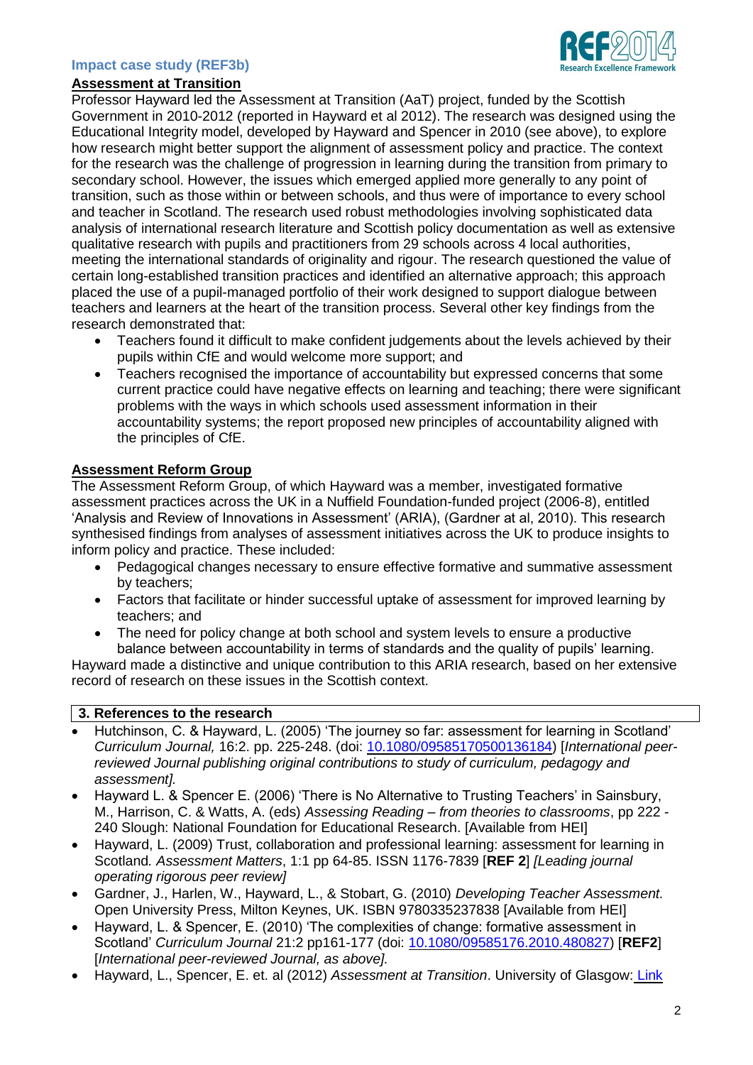**Assessment at Transition**

Professor Hayward led the Assessment at Transition (AaT) project, funded by the Scottish Government in 2010-2012 (reported in Hayward et al 2012). The research was designed using the Educational Integrity model, developed by Hayward and Spencer in 2010 (see above), to explore how research might better support the alignment of assessment policy and practice. The context for the research was the challenge of progression in learning during the transition from primary to secondary school. However, the issues which emerged applied more generally to any point of transition, such as those within or between schools, and thus were of importance to every school and teacher in Scotland. The research used robust methodologies involving sophisticated data analysis of international research literature and Scottish policy documentation as well as extensive qualitative research with pupils and practitioners from 29 schools across 4 local authorities, meeting the international standards of originality and rigour. The research questioned the value of certain long-established transition practices and identified an alternative approach; this approach placed the use of a pupil-managed portfolio of their work designed to support dialogue between teachers and learners at the heart of the transition process. Several other key findings from the research demonstrated that:

- Teachers found it difficult to make confident judgements about the levels achieved by their pupils within CfE and would welcome more support; and
- Teachers recognised the importance of accountability but expressed concerns that some current practice could have negative effects on learning and teaching; there were significant problems with the ways in which schools used assessment information in their accountability systems; the report proposed new principles of accountability aligned with the principles of CfE.

**Assessment Reform Group**

The Assessment Reform Group, of which Hayward was a member, investigated formative assessment practices across the UK in a Nuffield Foundation-funded project (2006-8), entitled 'Analysis and Review of Innovations in Assessment' (ARIA), (Gardner at al, 2010). This research synthesised findings from analyses of assessment initiatives across the UK to produce insights to inform policy and practice. These included:

- Pedagogical changes necessary to ensure effective formative and summative assessment by teachers;
- Factors that facilitate or hinder successful uptake of assessment for improved learning by teachers; and
- The need for policy change at both school and system levels to ensure a productive balance between accountability in terms of standards and the quality of pupils' learning.

Hayward made a distinctive and unique contribution to this ARIA research, based on her extensive record of research on these issues in the Scottish context.

## 3. References to the research

- Hutchinson, C. & Hayward, L. (2005) 'The journey so far: assessment for learning in Scotland' *Curriculum Journal,* 16:2. pp. 225-248. (doi: 10.1080/09585170500136184) [*International peer-reviewed Journal publishing original contributions to study of curriculum, pedagogy and assessment].*
- Hayward L. & Spencer E. (2006) 'There is No Alternative to Trusting Teachers' in Sainsbury, M., Harrison, C. & Watts, A. (eds) *Assessing Reading – from theories to classrooms*, pp 222 - 240 Slough: National Foundation for Educational Research. [Available from HEI]
- Hayward, L. (2009) Trust, collaboration and professional learning: assessment for learning in Scotland*. Assessment Matters*, 1:1 pp 64-85. ISSN 1176-7839 [**REF 2**] *[Leading journal operating rigorous peer review]*
- Gardner, J., Harlen, W., Hayward, L., & Stobart, G. (2010) *Developing Teacher Assessment.* Open University Press, Milton Keynes, UK. ISBN 9780335237838 [Available from HEI]
- Hayward, L. & Spencer, E. (2010) 'The complexities of change: formative assessment in Scotland' *Curriculum Journal* 21:2 pp161-177 (doi: 10.1080/09585176.2010.480827) [**REF2**] [*International peer-reviewed Journal, as above].*
- Hayward, L., Spencer, E. et. al (2012) *Assessment at Transition*. University of Glasgow: Link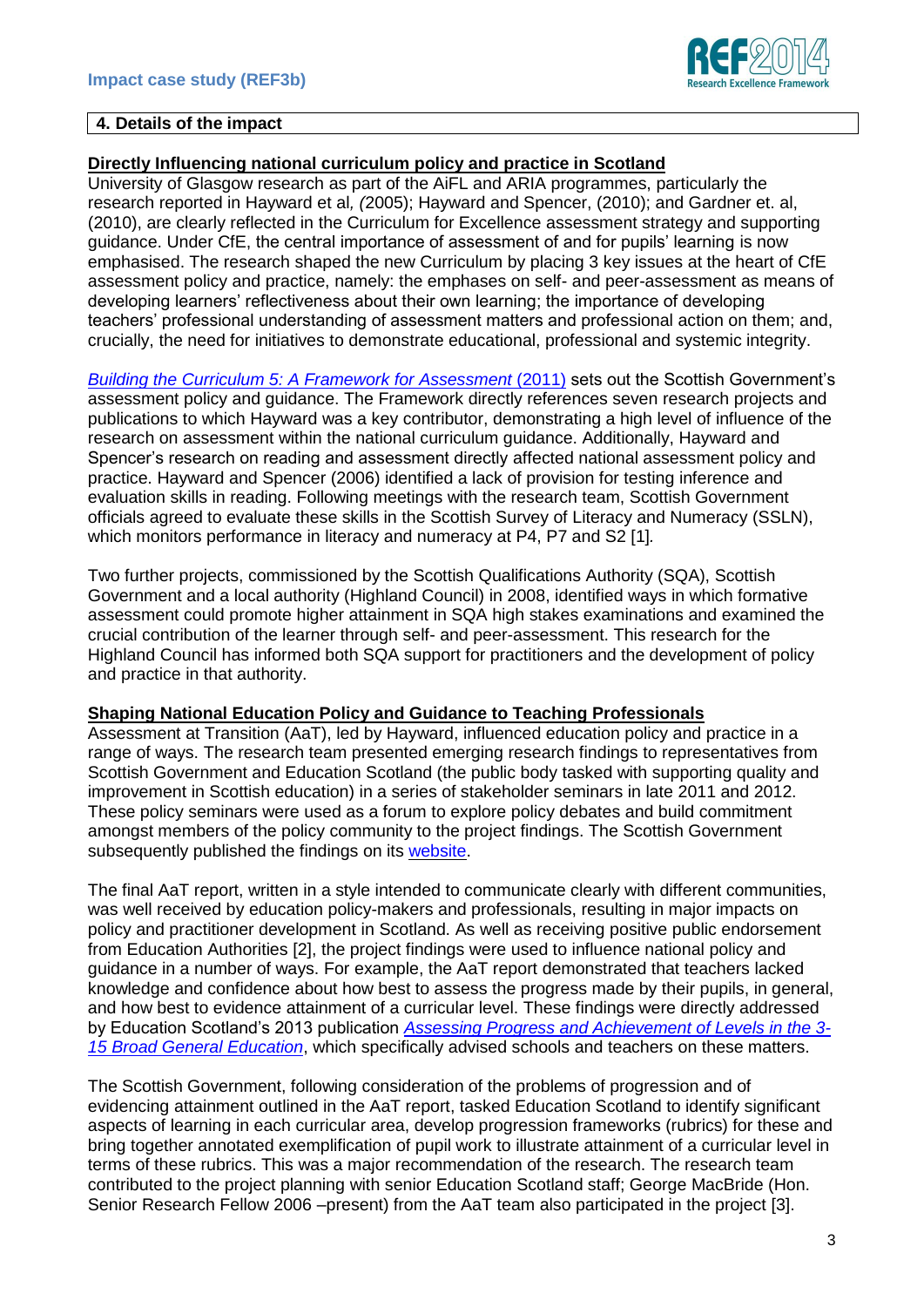## 4. Details of the impact

**Directly Influencing national curriculum policy and practice in Scotland**

University of Glasgow research as part of the AiFL and ARIA programmes, particularly the research reported in Hayward et al, (2005); Hayward and Spencer, (2010); and Gardner et. al, (2010), are clearly reflected in the Curriculum for Excellence assessment strategy and supporting guidance. Under CfE, the central importance of assessment of and for pupils' learning is now emphasised. The research shaped the new Curriculum by placing 3 key issues at the heart of CfE assessment policy and practice, namely: the emphases on self- and peer-assessment as means of developing learners' reflectiveness about their own learning; the importance of developing teachers' professional understanding of assessment matters and professional action on them; and, crucially, the need for initiatives to demonstrate educational, professional and systemic integrity.

*Building the Curriculum 5: A Framework for Assessment* (2011) sets out the Scottish Government's assessment policy and guidance. The Framework directly references seven research projects and publications to which Hayward was a key contributor, demonstrating a high level of influence of the research on assessment within the national curriculum guidance. Additionally, Hayward and Spencer's research on reading and assessment directly affected national assessment policy and practice. Hayward and Spencer (2006) identified a lack of provision for testing inference and evaluation skills in reading. Following meetings with the research team, Scottish Government officials agreed to evaluate these skills in the Scottish Survey of Literacy and Numeracy (SSLN), which monitors performance in literacy and numeracy at P4, P7 and S2 [1].

Two further projects, commissioned by the Scottish Qualifications Authority (SQA), Scottish Government and a local authority (Highland Council) in 2008, identified ways in which formative assessment could promote higher attainment in SQA high stakes examinations and examined the crucial contribution of the learner through self- and peer-assessment. This research for the Highland Council has informed both SQA support for practitioners and the development of policy and practice in that authority.

**Shaping National Education Policy and Guidance to Teaching Professionals**

Assessment at Transition (AaT), led by Hayward, influenced education policy and practice in a range of ways. The research team presented emerging research findings to representatives from Scottish Government and Education Scotland (the public body tasked with supporting quality and improvement in Scottish education) in a series of stakeholder seminars in late 2011 and 2012. These policy seminars were used as a forum to explore policy debates and build commitment amongst members of the policy community to the project findings. The Scottish Government subsequently published the findings on its website.

The final AaT report, written in a style intended to communicate clearly with different communities, was well received by education policy-makers and professionals, resulting in major impacts on policy and practitioner development in Scotland. As well as receiving positive public endorsement from Education Authorities [2], the project findings were used to influence national policy and guidance in a number of ways. For example, the AaT report demonstrated that teachers lacked knowledge and confidence about how best to assess the progress made by their pupils, in general, and how best to evidence attainment of a curricular level. These findings were directly addressed by Education Scotland's 2013 publication *Assessing Progress and Achievement of Levels in the 3-15 Broad General Education*, which specifically advised schools and teachers on these matters.

The Scottish Government, following consideration of the problems of progression and of evidencing attainment outlined in the AaT report, tasked Education Scotland to identify significant aspects of learning in each curricular area, develop progression frameworks (rubrics) for these and bring together annotated exemplification of pupil work to illustrate attainment of a curricular level in terms of these rubrics. This was a major recommendation of the research. The research team contributed to the project planning with senior Education Scotland staff; George MacBride (Hon. Senior Research Fellow 2006 –present) from the AaT team also participated in the project [3].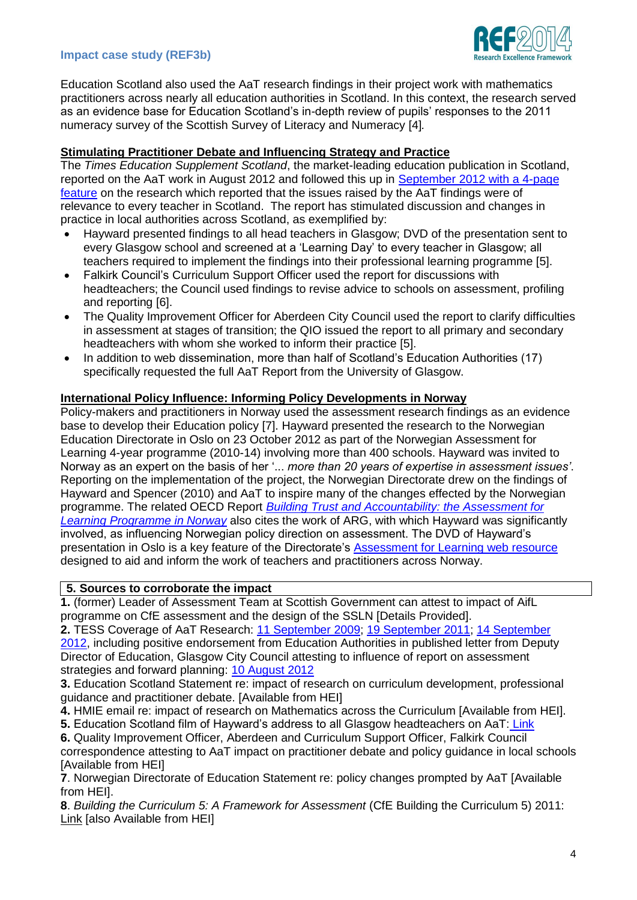Education Scotland also used the AaT research findings in their project work with mathematics practitioners across nearly all education authorities in Scotland. In this context, the research served as an evidence base for Education Scotland's in-depth review of pupils' responses to the 2011 numeracy survey of the Scottish Survey of Literacy and Numeracy [4].

**Stimulating Practitioner Debate and Influencing Strategy and Practice**

The *Times Education Supplement Scotland*, the market-leading education publication in Scotland, reported on the AaT work in August 2012 and followed this up in September 2012 with a 4-page feature on the research which reported that the issues raised by the AaT findings were of relevance to every teacher in Scotland. The report has stimulated discussion and changes in practice in local authorities across Scotland, as exemplified by:

- Hayward presented findings to all head teachers in Glasgow; DVD of the presentation sent to every Glasgow school and screened at a 'Learning Day' to every teacher in Glasgow; all teachers required to implement the findings into their professional learning programme [5].
- Falkirk Council's Curriculum Support Officer used the report for discussions with headteachers; the Council used findings to revise advice to schools on assessment, profiling and reporting [6].
- The Quality Improvement Officer for Aberdeen City Council used the report to clarify difficulties in assessment at stages of transition; the QIO issued the report to all primary and secondary headteachers with whom she worked to inform their practice [5].
- In addition to web dissemination, more than half of Scotland's Education Authorities (17) specifically requested the full AaT Report from the University of Glasgow.

**International Policy Influence: Informing Policy Developments in Norway**

Policy-makers and practitioners in Norway used the assessment research findings as an evidence base to develop their Education policy [7]. Hayward presented the research to the Norwegian Education Directorate in Oslo on 23 October 2012 as part of the Norwegian Assessment for Learning 4-year programme (2010-14) involving more than 400 schools. Hayward was invited to Norway as an expert on the basis of her '*... more than 20 years of expertise in assessment issues'*. Reporting on the implementation of the project, the Norwegian Directorate drew on the findings of Hayward and Spencer (2010) and AaT to inspire many of the changes effected by the Norwegian programme. The related OECD Report *Building Trust and Accountability: the Assessment for Learning Programme in Norway* also cites the work of ARG, with which Hayward was significantly involved, as influencing Norwegian policy direction on assessment. The DVD of Hayward's presentation in Oslo is a key feature of the Directorate's Assessment for Learning web resource designed to aid and inform the work of teachers and practitioners across Norway.

## 5. Sources to corroborate the impact

**1.** (former) Leader of Assessment Team at Scottish Government can attest to impact of AifL programme on CfE assessment and the design of the SSLN [Details Provided].

**2.** TESS Coverage of AaT Research: 11 September 2009; 19 September 2011; 14 September 2012, including positive endorsement from Education Authorities in published letter from Deputy Director of Education, Glasgow City Council attesting to influence of report on assessment strategies and forward planning: 10 August 2012

**3.** Education Scotland Statement re: impact of research on curriculum development, professional guidance and practitioner debate. [Available from HEI]

**4.** HMIE email re: impact of research on Mathematics across the Curriculum [Available from HEI].

**5.** Education Scotland film of Hayward's address to all Glasgow headteachers on AaT: Link

**6.** Quality Improvement Officer, Aberdeen and Curriculum Support Officer, Falkirk Council correspondence attesting to AaT impact on practitioner debate and policy guidance in local schools [Available from HEI]

**7**. Norwegian Directorate of Education Statement re: policy changes prompted by AaT [Available from HEI].

**8**. *Building the Curriculum 5: A Framework for Assessment* (CfE Building the Curriculum 5) 2011: Link [also Available from HEI]